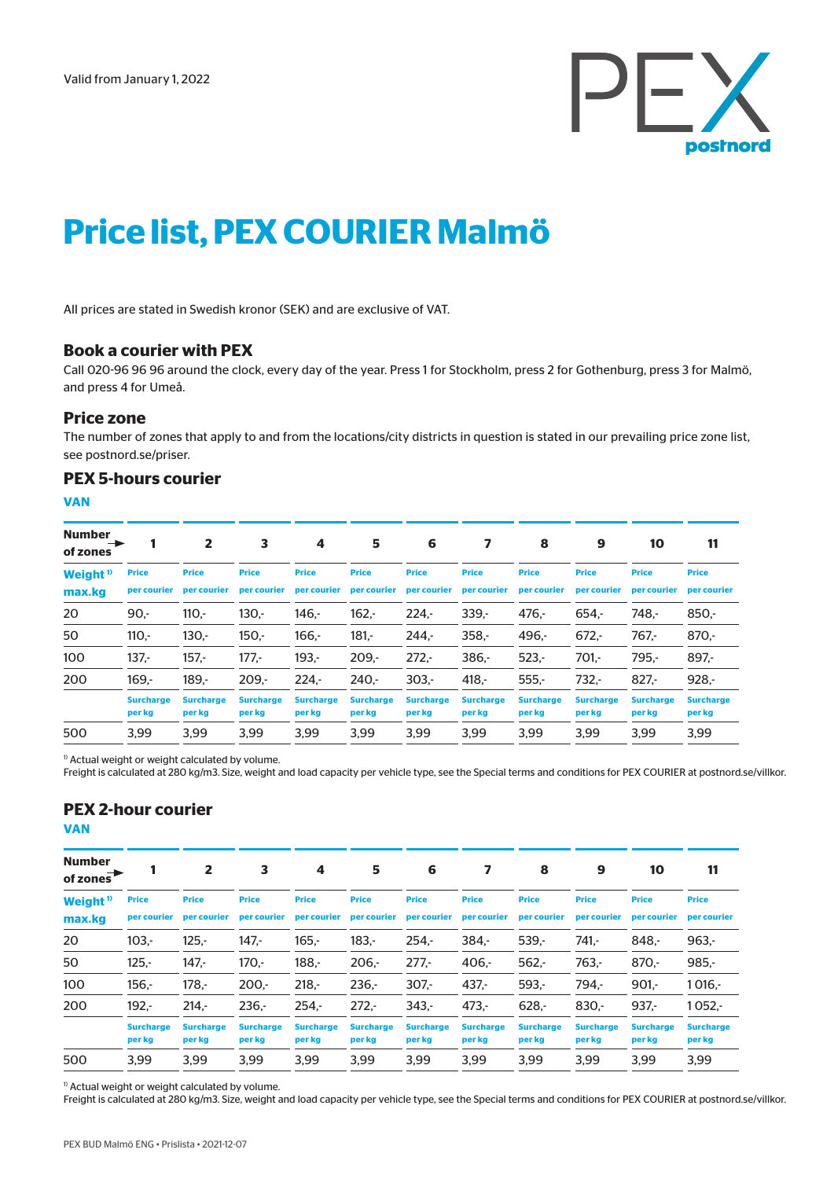Valid from January 1, 2022

PEX postnord

# Price list, PEX COURIER Malmö

All prices are stated in Swedish kronor (SEK) and are exclusive of VAT.

## Book a courier with PEX

Call 020-96 96 96 around the clock, every day of the year. Press 1 for Stockholm, press 2 for Gothenburg, press 3 for Malmö, and press 4 for Umeå.

## Price zone

The number of zones that apply to and from the locations/city districts in question is stated in our prevailing price zone list, see postnord.se/priser.

## PEX 5-hours courier

### VAN

| Number of zones ► | 1 | 2 | 3 | 4 | 5 | 6 | 7 | 8 | 9 | 10 | 11 |
|---|---|---|---|---|---|---|---|---|---|---|---|
| Weight [1] max.kg | Price per courier | Price per courier | Price per courier | Price per courier | Price per courier | Price per courier | Price per courier | Price per courier | Price per courier | Price per courier | Price per courier |
| 20 | 90,- | 110,- | 130,- | 146,- | 162,- | 224,- | 339,- | 476,- | 654,- | 748,- | 850,- |
| 50 | 110,- | 130,- | 150,- | 166,- | 181,- | 244,- | 358,- | 496,- | 672,- | 767,- | 870,- |
| 100 | 137,- | 157,- | 177,- | 193,- | 209,- | 272,- | 386,- | 523,- | 701,- | 795,- | 897,- |
| 200 | 169,- | 189,- | 209,- | 224,- | 240,- | 303,- | 418,- | 555,- | 732,- | 827,- | 928,- |
| | Surcharge per kg | Surcharge per kg | Surcharge per kg | Surcharge per kg | Surcharge per kg | Surcharge per kg | Surcharge per kg | Surcharge per kg | Surcharge per kg | Surcharge per kg | Surcharge per kg |
| 500 | 3,99 | 3,99 | 3,99 | 3,99 | 3,99 | 3,99 | 3,99 | 3,99 | 3,99 | 3,99 | 3,99 |

[1] Actual weight or weight calculated by volume.
Freight is calculated at 280 kg/m3. Size, weight and load capacity per vehicle type, see the Special terms and conditions for PEX COURIER at postnord.se/villkor.

## PEX 2-hour courier

### VAN

| Number of zones ► | 1 | 2 | 3 | 4 | 5 | 6 | 7 | 8 | 9 | 10 | 11 |
|---|---|---|---|---|---|---|---|---|---|---|---|
| Weight [1] max.kg | Price per courier | Price per courier | Price per courier | Price per courier | Price per courier | Price per courier | Price per courier | Price per courier | Price per courier | Price per courier | Price per courier |
| 20 | 103,- | 125,- | 147,- | 165,- | 183,- | 254,- | 384,- | 539,- | 741,- | 848,- | 963,- |
| 50 | 125,- | 147,- | 170,- | 188,- | 206,- | 277,- | 406,- | 562,- | 763,- | 870,- | 985,- |
| 100 | 156,- | 178,- | 200,- | 218,- | 236,- | 307,- | 437,- | 593,- | 794,- | 901,- | 1 016,- |
| 200 | 192,- | 214,- | 236,- | 254,- | 272,- | 343,- | 473,- | 628,- | 830,- | 937,- | 1 052,- |
| | Surcharge per kg | Surcharge per kg | Surcharge per kg | Surcharge per kg | Surcharge per kg | Surcharge per kg | Surcharge per kg | Surcharge per kg | Surcharge per kg | Surcharge per kg | Surcharge per kg |
| 500 | 3,99 | 3,99 | 3,99 | 3,99 | 3,99 | 3,99 | 3,99 | 3,99 | 3,99 | 3,99 | 3,99 |

[1] Actual weight or weight calculated by volume.
Freight is calculated at 280 kg/m3. Size, weight and load capacity per vehicle type, see the Special terms and conditions for PEX COURIER at postnord.se/villkor.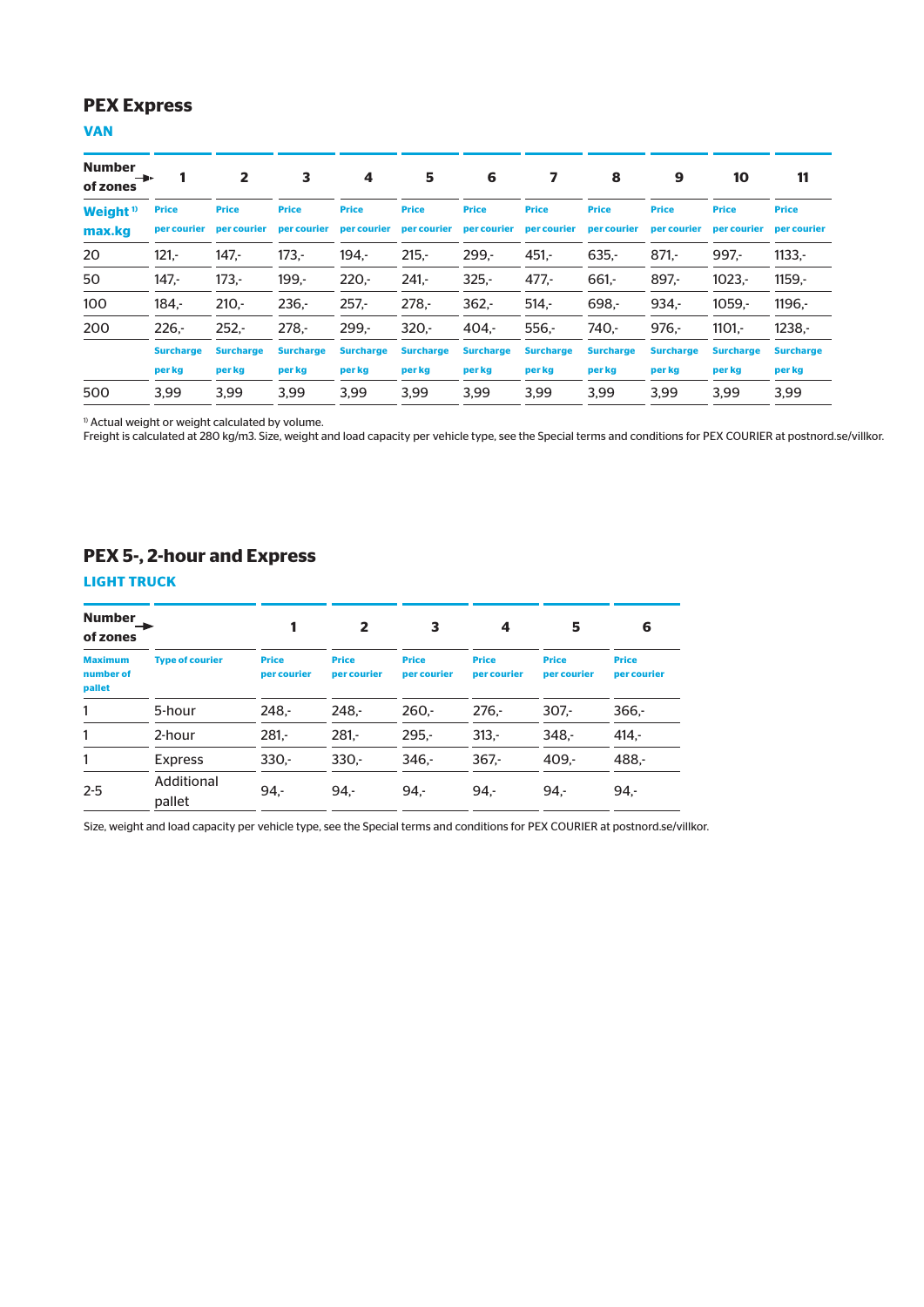## PEX Express

### VAN

| Number of zones → | 1 | 2 | 3 | 4 | 5 | 6 | 7 | 8 | 9 | 10 | 11 |
|---|---|---|---|---|---|---|---|---|---|---|---|
| Weight [1] max.kg | Price per courier | Price per courier | Price per courier | Price per courier | Price per courier | Price per courier | Price per courier | Price per courier | Price per courier | Price per courier | Price per courier |
| 20 | 121,- | 147,- | 173,- | 194,- | 215,- | 299,- | 451,- | 635,- | 871,- | 997,- | 1133,- |
| 50 | 147,- | 173,- | 199,- | 220,- | 241,- | 325,- | 477,- | 661,- | 897,- | 1023,- | 1159,- |
| 100 | 184,- | 210,- | 236,- | 257,- | 278,- | 362,- | 514,- | 698,- | 934,- | 1059,- | 1196,- |
| 200 | 226,- | 252,- | 278,- | 299,- | 320,- | 404,- | 556,- | 740,- | 976,- | 1101,- | 1238,- |
| | Surcharge per kg | Surcharge per kg | Surcharge per kg | Surcharge per kg | Surcharge per kg | Surcharge per kg | Surcharge per kg | Surcharge per kg | Surcharge per kg | Surcharge per kg | Surcharge per kg |
| 500 | 3,99 | 3,99 | 3,99 | 3,99 | 3,99 | 3,99 | 3,99 | 3,99 | 3,99 | 3,99 | 3,99 |

[1] Actual weight or weight calculated by volume.
Freight is calculated at 280 kg/m3. Size, weight and load capacity per vehicle type, see the Special terms and conditions for PEX COURIER at postnord.se/villkor.

## PEX 5-, 2-hour and Express

### LIGHT TRUCK

| Number of zones → | | 1 | 2 | 3 | 4 | 5 | 6 |
|---|---|---|---|---|---|---|---|
| Maximum number of pallet | Type of courier | Price per courier | Price per courier | Price per courier | Price per courier | Price per courier | Price per courier |
| 1 | 5-hour | 248,- | 248,- | 260,- | 276,- | 307,- | 366,- |
| 1 | 2-hour | 281,- | 281,- | 295,- | 313,- | 348,- | 414,- |
| 1 | Express | 330,- | 330,- | 346,- | 367,- | 409,- | 488,- |
| 2-5 | Additional pallet | 94,- | 94,- | 94,- | 94,- | 94,- | 94,- |

Size, weight and load capacity per vehicle type, see the Special terms and conditions for PEX COURIER at postnord.se/villkor.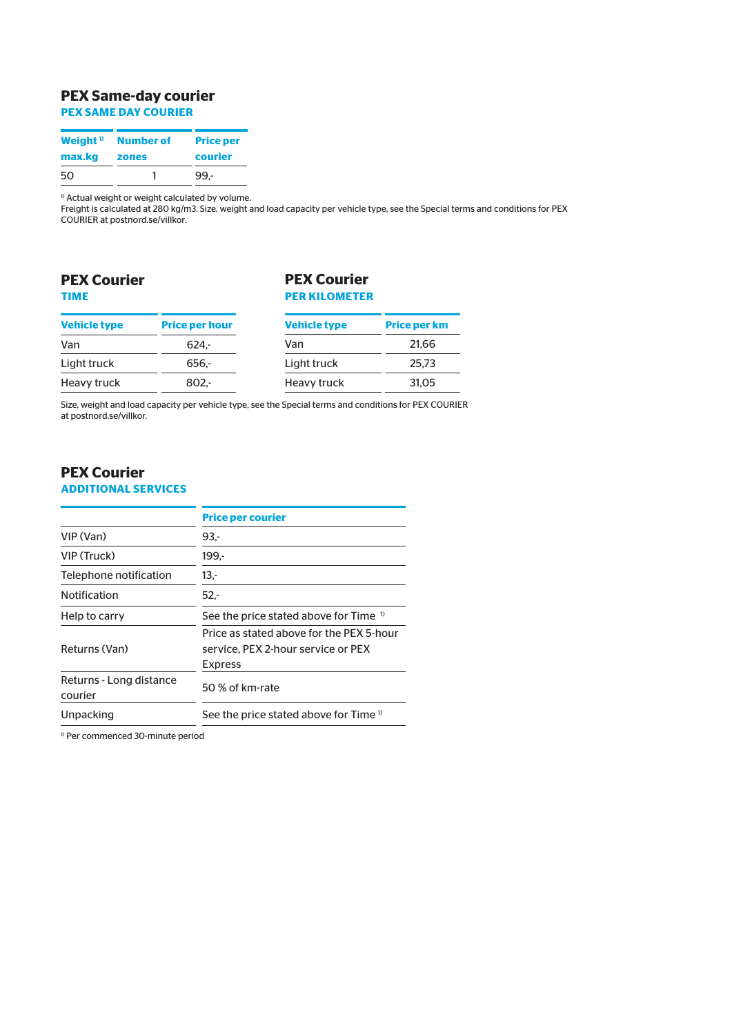## PEX Same-day courier

### PEX SAME DAY COURIER

| Weight [1] max.kg | Number of zones | Price per courier |
|---|---|---|
| 50 | 1 | 99,- |

[1] Actual weight or weight calculated by volume.
Freight is calculated at 280 kg/m3. Size, weight and load capacity per vehicle type, see the Special terms and conditions for PEX COURIER at postnord.se/villkor.

## PEX Courier

### TIME

| Vehicle type | Price per hour |
|---|---|
| Van | 624,- |
| Light truck | 656,- |
| Heavy truck | 802,- |

## PEX Courier

### PER KILOMETER

| Vehicle type | Price per km |
|---|---|
| Van | 21,66 |
| Light truck | 25,73 |
| Heavy truck | 31,05 |

Size, weight and load capacity per vehicle type, see the Special terms and conditions for PEX COURIER at postnord.se/villkor.

## PEX Courier

### ADDITIONAL SERVICES

| | Price per courier |
|---|---|
| VIP (Van) | 93,- |
| VIP (Truck) | 199,- |
| Telephone notification | 13,- |
| Notification | 52,- |
| Help to carry | See the price stated above for Time [1] |
| Returns (Van) | Price as stated above for the PEX 5-hour service, PEX 2-hour service or PEX Express |
| Returns - Long distance courier | 50 % of km-rate |
| Unpacking | See the price stated above for Time [1] |

[1] Per commenced 30-minute period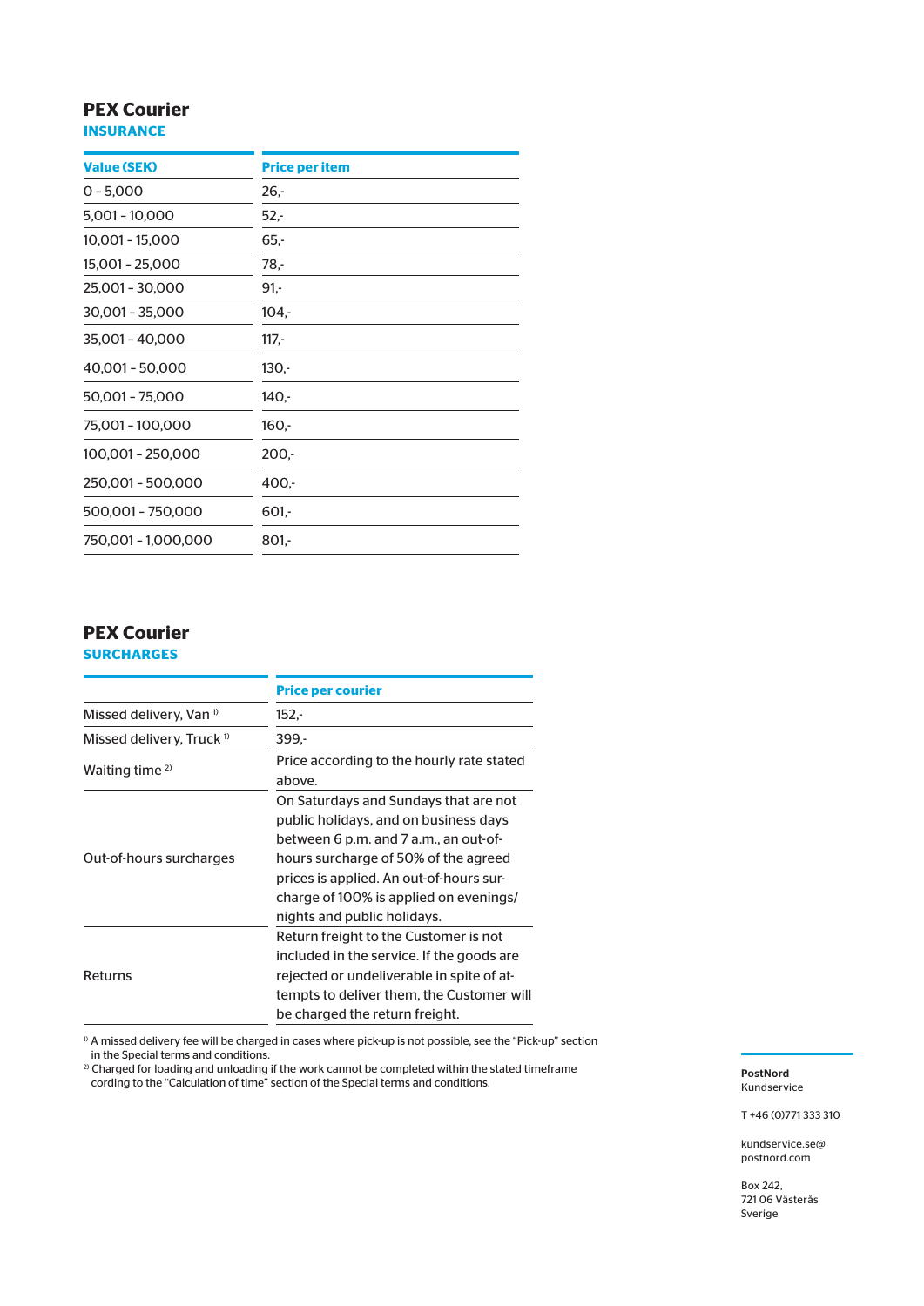## PEX Courier
### INSURANCE

| Value (SEK) | Price per item |
|---|---|
| 0 - 5,000 | 26,- |
| 5,001 - 10,000 | 52,- |
| 10,001 - 15,000 | 65,- |
| 15,001 - 25,000 | 78,- |
| 25,001 - 30,000 | 91,- |
| 30,001 - 35,000 | 104,- |
| 35,001 - 40,000 | 117,- |
| 40,001 - 50,000 | 130,- |
| 50,001 - 75,000 | 140,- |
| 75,001 - 100,000 | 160,- |
| 100,001 - 250,000 | 200,- |
| 250,001 - 500,000 | 400,- |
| 500,001 - 750,000 | 601,- |
| 750,001 - 1,000,000 | 801,- |

## PEX Courier
### SURCHARGES

| | Price per courier |
|---|---|
| Missed delivery, Van [1] | 152,- |
| Missed delivery, Truck [1] | 399,- |
| Waiting time [2] | Price according to the hourly rate stated above. |
| Out-of-hours surcharges | On Saturdays and Sundays that are not public holidays, and on business days between 6 p.m. and 7 a.m., an out-of-hours surcharge of 50% of the agreed prices is applied. An out-of-hours surcharge of 100% is applied on evenings/nights and public holidays. |
| Returns | Return freight to the Customer is not included in the service. If the goods are rejected or undeliverable in spite of attempts to deliver them, the Customer will be charged the return freight. |

[1] A missed delivery fee will be charged in cases where pick-up is not possible, see the "Pick-up" section in the Special terms and conditions.

[2] Charged for loading and unloading if the work cannot be completed within the stated timeframe cording to the "Calculation of time" section of the Special terms and conditions.

**PostNord**
Kundservice

T +46 (0)771 333 310

kundservice.se@
postnord.com

Box 242,
721 06 Västerås
Sverige